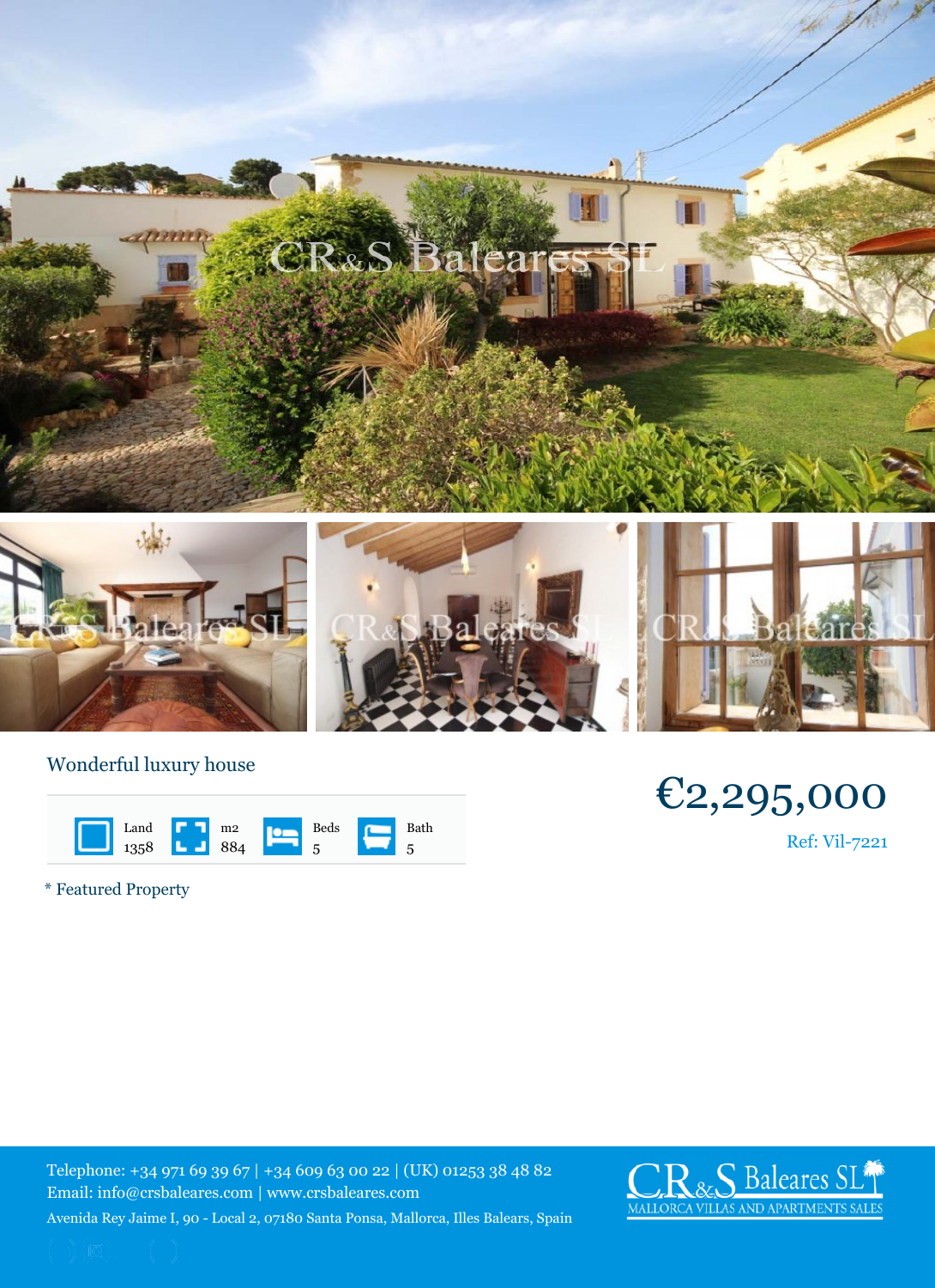## Wonderful luxury house

| Land | m2 | Beds | Bath |
| --- | --- | --- | --- |
| 1358 | 884 | 5 | 5 |

€2,295,000

Ref: Vil-7221

* Featured Property

Telephone: +34 971 69 39 67 | +34 609 63 00 22 | (UK) 01253 38 48 82
Email: info@crsbaleares.com | www.crsbaleares.com
Avenida Rey Jaime I, 90 - Local 2, 07180 Santa Ponsa, Mallorca, Illes Balears, Spain

CR&S Baleares SL
MALLORCA VILLAS AND APARTMENTS SALES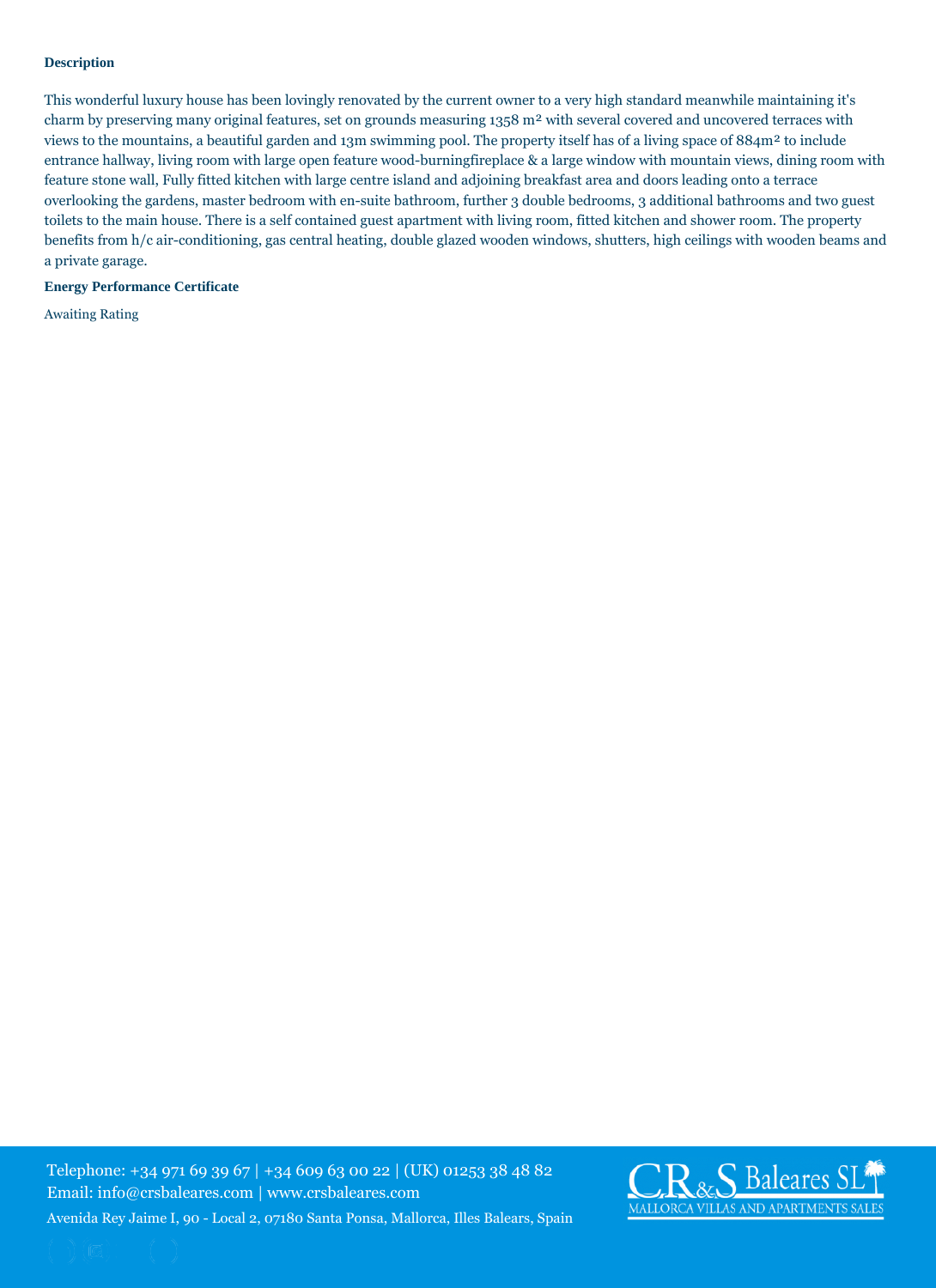**Description**

This wonderful luxury house has been lovingly renovated by the current owner to a very high standard meanwhile maintaining it's charm by preserving many original features, set on grounds measuring 1358 m² with several covered and uncovered terraces with views to the mountains, a beautiful garden and 13m swimming pool. The property itself has of a living space of 884m² to include entrance hallway, living room with large open feature wood-burningfireplace & a large window with mountain views, dining room with feature stone wall, Fully fitted kitchen with large centre island and adjoining breakfast area and doors leading onto a terrace overlooking the gardens, master bedroom with en-suite bathroom, further 3 double bedrooms, 3 additional bathrooms and two guest toilets to the main house. There is a self contained guest apartment with living room, fitted kitchen and shower room. The property benefits from h/c air-conditioning, gas central heating, double glazed wooden windows, shutters, high ceilings with wooden beams and a private garage.

**Energy Performance Certificate**

Awaiting Rating

Telephone: +34 971 69 39 67 | +34 609 63 00 22 | (UK) 01253 38 48 82
Email: info@crsbaleares.com | www.crsbaleares.com
Avenida Rey Jaime I, 90 - Local 2, 07180 Santa Ponsa, Mallorca, Illes Balears, Spain

CR&S Baleares SL
MALLORCA VILLAS AND APARTMENTS SALES